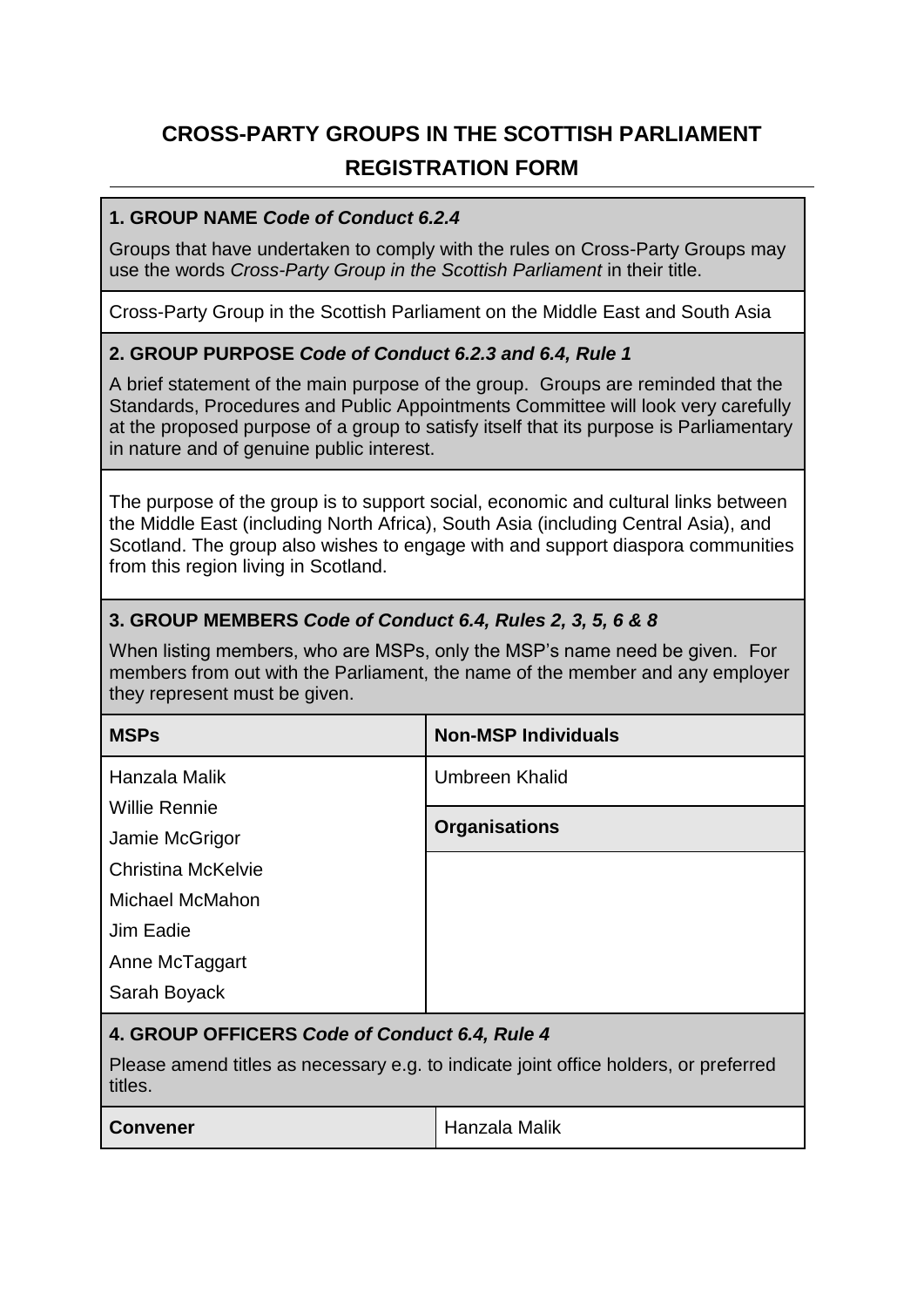# CROSS-PARTY GROUPS IN THE SCOTTISH PARLIAMENT REGISTRATION FORM

## 1. GROUP NAME *Code of Conduct 6.2.4*

Groups that have undertaken to comply with the rules on Cross-Party Groups may use the words *Cross-Party Group in the Scottish Parliament* in their title.

Cross-Party Group in the Scottish Parliament on the Middle East and South Asia

## 2. GROUP PURPOSE *Code of Conduct 6.2.3 and 6.4, Rule 1*

A brief statement of the main purpose of the group. Groups are reminded that the Standards, Procedures and Public Appointments Committee will look very carefully at the proposed purpose of a group to satisfy itself that its purpose is Parliamentary in nature and of genuine public interest.

The purpose of the group is to support social, economic and cultural links between the Middle East (including North Africa), South Asia (including Central Asia), and Scotland. The group also wishes to engage with and support diaspora communities from this region living in Scotland.

## 3. GROUP MEMBERS *Code of Conduct 6.4, Rules 2, 3, 5, 6 & 8*

When listing members, who are MSPs, only the MSP's name need be given. For members from out with the Parliament, the name of the member and any employer they represent must be given.

| MSPs | Non-MSP Individuals |
|---|---|
| Hanzala Malik<br>Willie Rennie<br>Jamie McGrigor<br>Christina McKelvie<br>Michael McMahon<br>Jim Eadie<br>Anne McTaggart<br>Sarah Boyack | Umbreen Khalid |
| | **Organisations** |
| | |

## 4. GROUP OFFICERS *Code of Conduct 6.4, Rule 4*

Please amend titles as necessary e.g. to indicate joint office holders, or preferred titles.

| | |
|---|---|
| **Convener** | Hanzala Malik |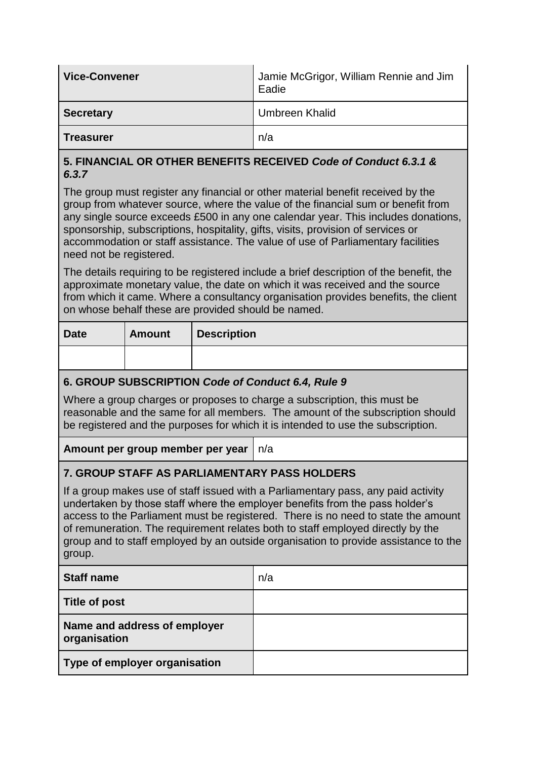| | |
|---|---|
| **Vice-Convener** | Jamie McGrigor, William Rennie and Jim Eadie |
| **Secretary** | Umbreen Khalid |
| **Treasurer** | n/a |

### 5. FINANCIAL OR OTHER BENEFITS RECEIVED *Code of Conduct 6.3.1 & 6.3.7*

The group must register any financial or other material benefit received by the group from whatever source, where the value of the financial sum or benefit from any single source exceeds £500 in any one calendar year. This includes donations, sponsorship, subscriptions, hospitality, gifts, visits, provision of services or accommodation or staff assistance. The value of use of Parliamentary facilities need not be registered.

The details requiring to be registered include a brief description of the benefit, the approximate monetary value, the date on which it was received and the source from which it came. Where a consultancy organisation provides benefits, the client on whose behalf these are provided should be named.

| Date | Amount | Description |
|---|---|---|
| | | |

### 6. GROUP SUBSCRIPTION *Code of Conduct 6.4, Rule 9*

Where a group charges or proposes to charge a subscription, this must be reasonable and the same for all members. The amount of the subscription should be registered and the purposes for which it is intended to use the subscription.

| | |
|---|---|
| **Amount per group member per year** | n/a |

### 7. GROUP STAFF AS PARLIAMENTARY PASS HOLDERS

If a group makes use of staff issued with a Parliamentary pass, any paid activity undertaken by those staff where the employer benefits from the pass holder's access to the Parliament must be registered. There is no need to state the amount of remuneration. The requirement relates both to staff employed directly by the group and to staff employed by an outside organisation to provide assistance to the group.

| | |
|---|---|
| **Staff name** | n/a |
| **Title of post** | |
| **Name and address of employer organisation** | |
| **Type of employer organisation** | |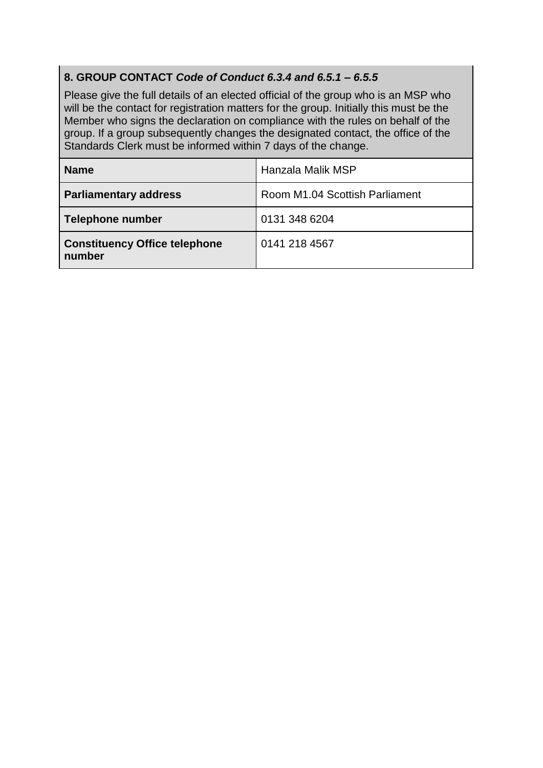**8. GROUP CONTACT** ***Code of Conduct 6.3.4 and 6.5.1 – 6.5.5***

Please give the full details of an elected official of the group who is an MSP who will be the contact for registration matters for the group. Initially this must be the Member who signs the declaration on compliance with the rules on behalf of the group. If a group subsequently changes the designated contact, the office of the Standards Clerk must be informed within 7 days of the change.

| | |
|---|---|
| **Name** | Hanzala Malik MSP |
| **Parliamentary address** | Room M1.04 Scottish Parliament |
| **Telephone number** | 0131 348 6204 |
| **Constituency Office telephone number** | 0141 218 4567 |